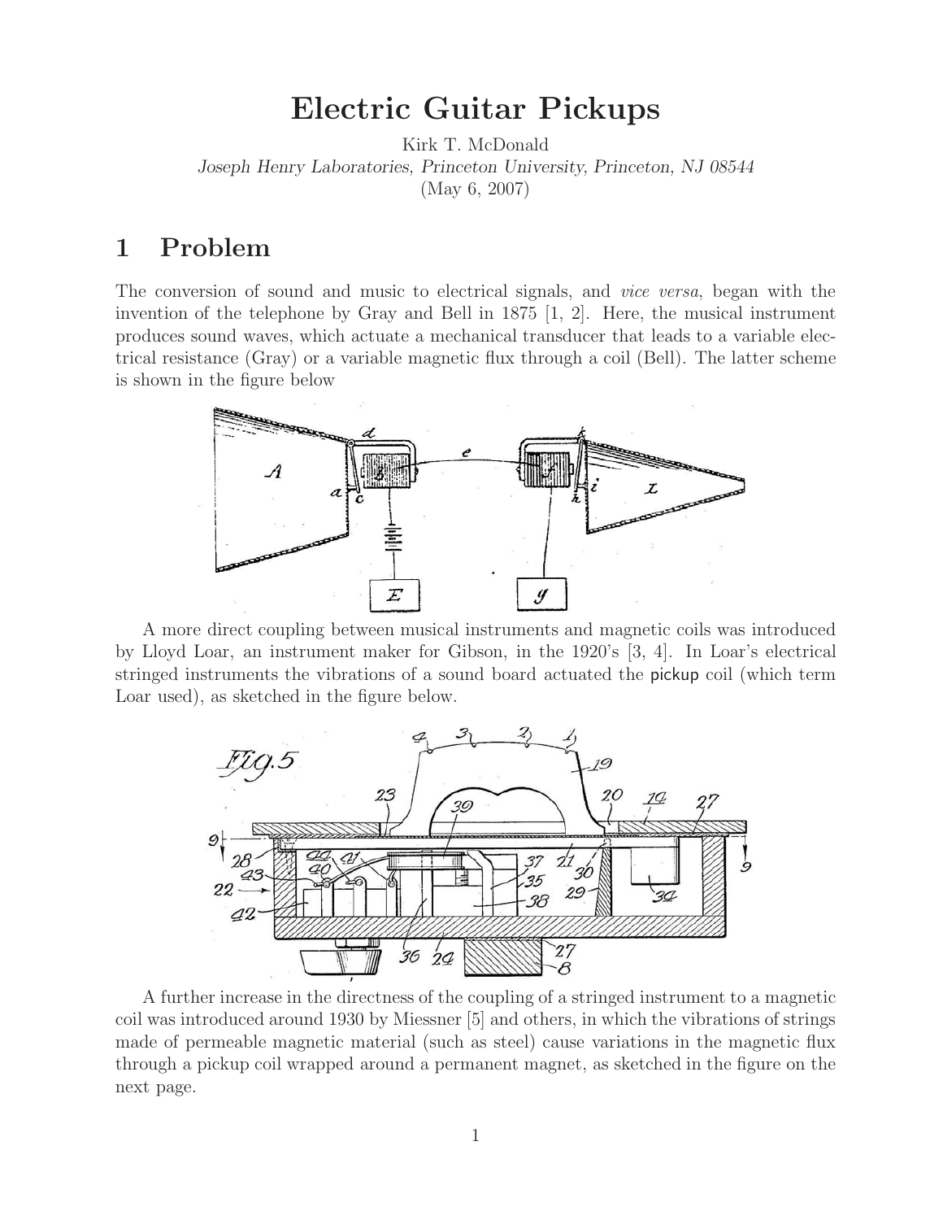# Electric Guitar Pickups

Kirk T. McDonald

*Joseph Henry Laboratories, Princeton University, Princeton, NJ 08544*

(May 6, 2007)

## 1 Problem

The conversion of sound and music to electrical signals, and *vice versa*, began with the invention of the telephone by Gray and Bell in 1875 [1, 2]. Here, the musical instrument produces sound waves, which actuate a mechanical transducer that leads to a variable electrical resistance (Gray) or a variable magnetic flux through a coil (Bell). The latter scheme is shown in the figure below

A more direct coupling between musical instruments and magnetic coils was introduced by Lloyd Loar, an instrument maker for Gibson, in the 1920's [3, 4]. In Loar's electrical stringed instruments the vibrations of a sound board actuated the pickup coil (which term Loar used), as sketched in the figure below.

A further increase in the directness of the coupling of a stringed instrument to a magnetic coil was introduced around 1930 by Miessner [5] and others, in which the vibrations of strings made of permeable magnetic material (such as steel) cause variations in the magnetic flux through a pickup coil wrapped around a permanent magnet, as sketched in the figure on the next page.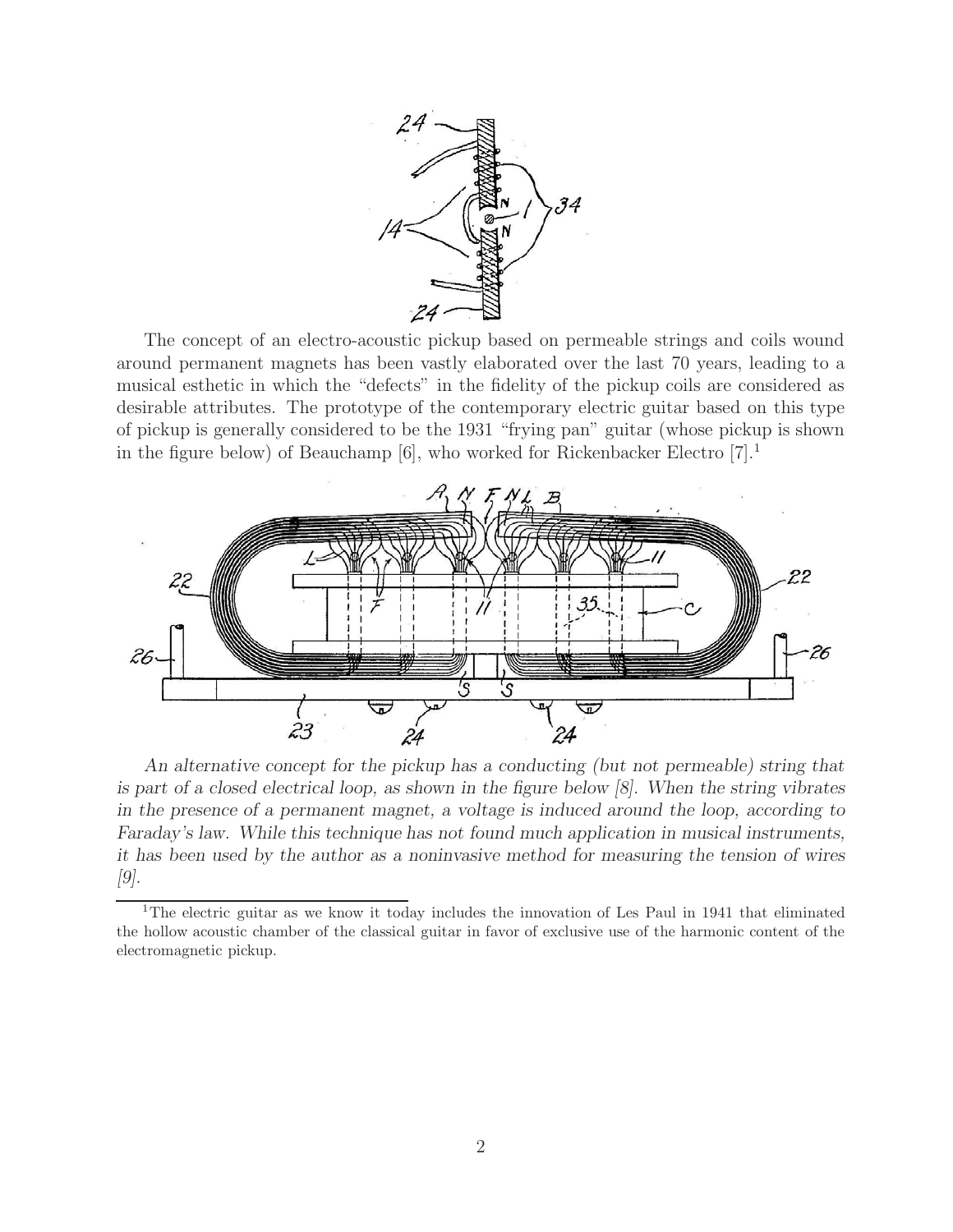The concept of an electro-acoustic pickup based on permeable strings and coils wound around permanent magnets has been vastly elaborated over the last 70 years, leading to a musical esthetic in which the "defects" in the fidelity of the pickup coils are considered as desirable attributes. The prototype of the contemporary electric guitar based on this type of pickup is generally considered to be the 1931 "frying pan" guitar (whose pickup is shown in the figure below) of Beauchamp [6], who worked for Rickenbacker Electro [7].[1]

*An alternative concept for the pickup has a conducting (but not permeable) string that is part of a closed electrical loop, as shown in the figure below [8]. When the string vibrates in the presence of a permanent magnet, a voltage is induced around the loop, according to Faraday's law. While this technique has not found much application in musical instruments, it has been used by the author as a noninvasive method for measuring the tension of wires [9].*

[1]The electric guitar as we know it today includes the innovation of Les Paul in 1941 that eliminated the hollow acoustic chamber of the classical guitar in favor of exclusive use of the harmonic content of the electromagnetic pickup.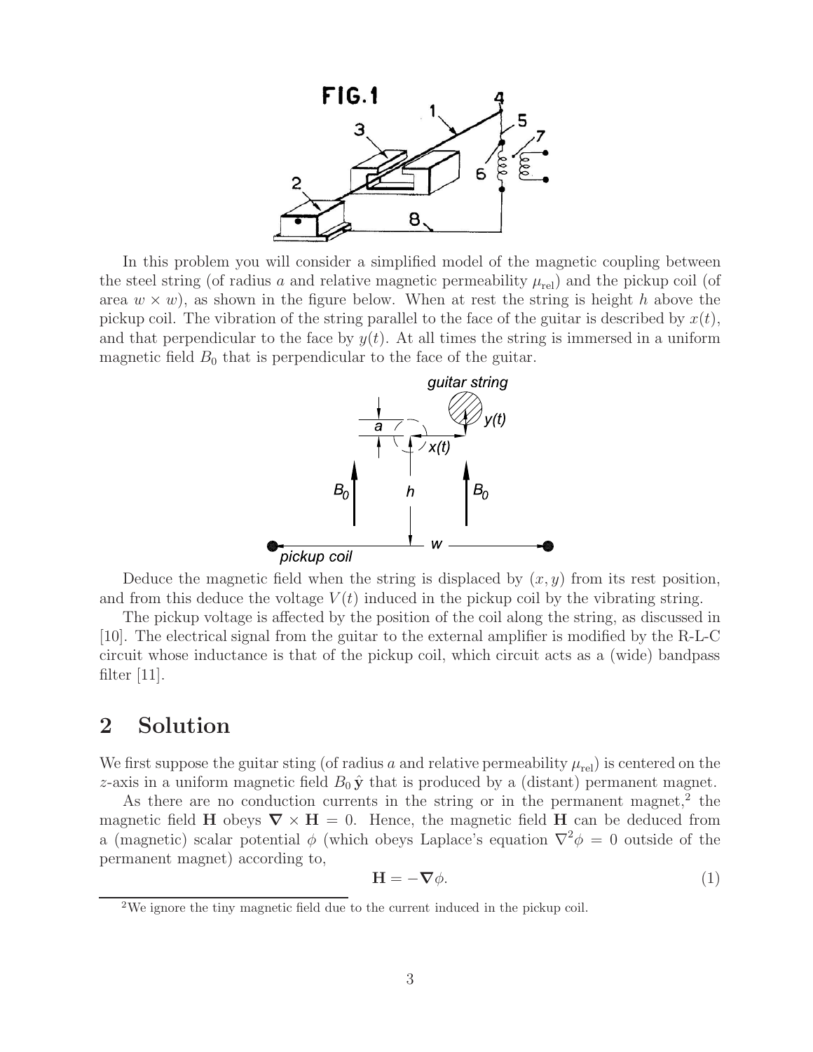In this problem you will consider a simplified model of the magnetic coupling between the steel string (of radius $a$ and relative magnetic permeability $\mu_{\rm rel}$) and the pickup coil (of area $w \times w$), as shown in the figure below. When at rest the string is height $h$ above the pickup coil. The vibration of the string parallel to the face of the guitar is described by $x(t)$, and that perpendicular to the face by $y(t)$. At all times the string is immersed in a uniform magnetic field $B_0$ that is perpendicular to the face of the guitar.

Deduce the magnetic field when the string is displaced by $(x, y)$ from its rest position, and from this deduce the voltage $V(t)$ induced in the pickup coil by the vibrating string.

The pickup voltage is affected by the position of the coil along the string, as discussed in [10]. The electrical signal from the guitar to the external amplifier is modified by the R-L-C circuit whose inductance is that of the pickup coil, which circuit acts as a (wide) bandpass filter [11].

## 2 Solution

We first suppose the guitar sting (of radius $a$ and relative permeability $\mu_{\rm rel}$) is centered on the $z$-axis in a uniform magnetic field $B_0\,\hat{\mathbf{y}}$ that is produced by a (distant) permanent magnet.

As there are no conduction currents in the string or in the permanent magnet,[2] the magnetic field $\mathbf{H}$ obeys $\boldsymbol{\nabla} \times \mathbf{H} = 0$. Hence, the magnetic field $\mathbf{H}$ can be deduced from a (magnetic) scalar potential $\phi$ (which obeys Laplace's equation $\nabla^2\phi = 0$ outside of the permanent magnet) according to,

$$\mathbf{H} = -\boldsymbol{\nabla}\phi. \tag{1}$$

[2] We ignore the tiny magnetic field due to the current induced in the pickup coil.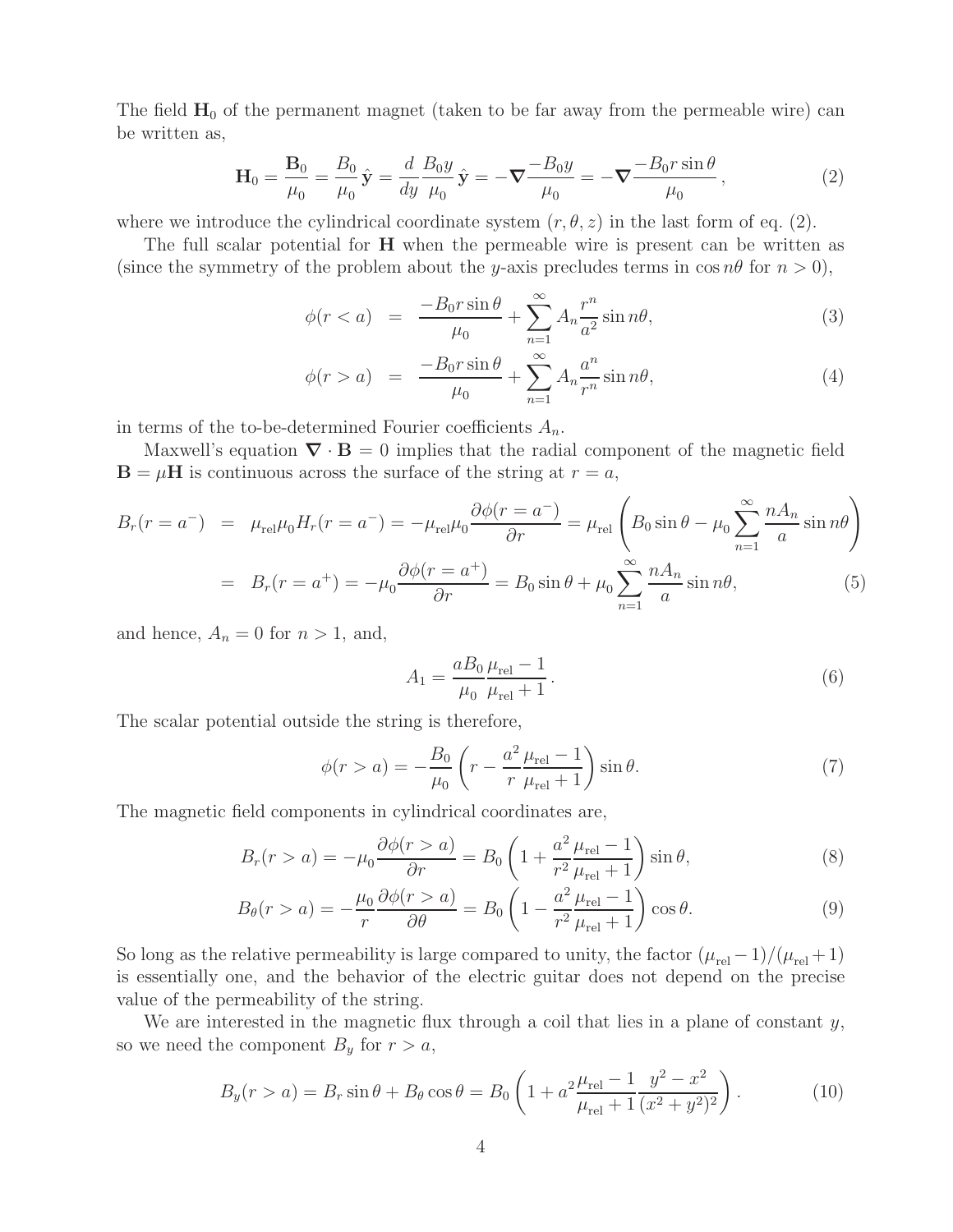The field $\mathbf{H}_0$ of the permanent magnet (taken to be far away from the permeable wire) can be written as,

$$\mathbf{H}_0 = \frac{\mathbf{B}_0}{\mu_0} = \frac{B_0}{\mu_0}\,\hat{\mathbf{y}} = \frac{d}{dy}\frac{B_0 y}{\mu_0}\,\hat{\mathbf{y}} = -\boldsymbol{\nabla}\frac{-B_0 y}{\mu_0} = -\boldsymbol{\nabla}\frac{-B_0 r\sin\theta}{\mu_0}\,, \tag{2}$$

where we introduce the cylindrical coordinate system $(r, \theta, z)$ in the last form of eq. (2).

The full scalar potential for $\mathbf{H}$ when the permeable wire is present can be written as (since the symmetry of the problem about the $y$-axis precludes terms in $\cos n\theta$ for $n > 0$),

$$\phi(r < a) \;=\; \frac{-B_0 r\sin\theta}{\mu_0} + \sum_{n=1}^{\infty} A_n \frac{r^n}{a^2}\sin n\theta, \tag{3}$$

$$\phi(r > a) \;=\; \frac{-B_0 r\sin\theta}{\mu_0} + \sum_{n=1}^{\infty} A_n \frac{a^n}{r^n}\sin n\theta, \tag{4}$$

in terms of the to-be-determined Fourier coefficients $A_n$.

Maxwell's equation $\boldsymbol{\nabla}\cdot\mathbf{B} = 0$ implies that the radial component of the magnetic field $\mathbf{B} = \mu\mathbf{H}$ is continuous across the surface of the string at $r = a$,

$$\begin{aligned}
B_r(r = a^-) &= \mu_{\rm rel}\mu_0 H_r(r = a^-) = -\mu_{\rm rel}\mu_0\frac{\partial\phi(r = a^-)}{\partial r} = \mu_{\rm rel}\left(B_0\sin\theta - \mu_0\sum_{n=1}^{\infty}\frac{nA_n}{a}\sin n\theta\right) \\
&= B_r(r = a^+) = -\mu_0\frac{\partial\phi(r = a^+)}{\partial r} = B_0\sin\theta + \mu_0\sum_{n=1}^{\infty}\frac{nA_n}{a}\sin n\theta,
\end{aligned} \tag{5}$$

and hence, $A_n = 0$ for $n > 1$, and,

$$A_1 = \frac{aB_0}{\mu_0}\frac{\mu_{\rm rel} - 1}{\mu_{\rm rel} + 1}\,. \tag{6}$$

The scalar potential outside the string is therefore,

$$\phi(r > a) = -\frac{B_0}{\mu_0}\left(r - \frac{a^2}{r}\frac{\mu_{\rm rel} - 1}{\mu_{\rm rel} + 1}\right)\sin\theta. \tag{7}$$

The magnetic field components in cylindrical coordinates are,

$$B_r(r > a) = -\mu_0\frac{\partial\phi(r > a)}{\partial r} = B_0\left(1 + \frac{a^2}{r^2}\frac{\mu_{\rm rel} - 1}{\mu_{\rm rel} + 1}\right)\sin\theta, \tag{8}$$

$$B_\theta(r > a) = -\frac{\mu_0}{r}\frac{\partial\phi(r > a)}{\partial\theta} = B_0\left(1 - \frac{a^2}{r^2}\frac{\mu_{\rm rel} - 1}{\mu_{\rm rel} + 1}\right)\cos\theta. \tag{9}$$

So long as the relative permeability is large compared to unity, the factor $(\mu_{\rm rel} - 1)/(\mu_{\rm rel} + 1)$ is essentially one, and the behavior of the electric guitar does not depend on the precise value of the permeability of the string.

We are interested in the magnetic flux through a coil that lies in a plane of constant $y$, so we need the component $B_y$ for $r > a$,

$$B_y(r > a) = B_r\sin\theta + B_\theta\cos\theta = B_0\left(1 + a^2\frac{\mu_{\rm rel} - 1}{\mu_{\rm rel} + 1}\frac{y^2 - x^2}{(x^2 + y^2)^2}\right). \tag{10}$$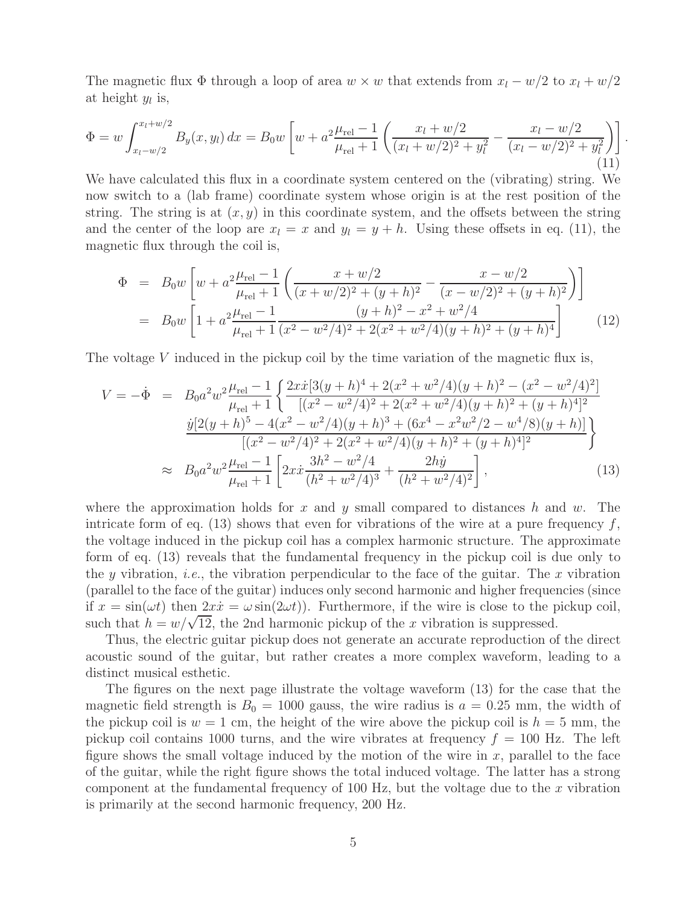The magnetic flux $\Phi$ through a loop of area $w \times w$ that extends from $x_l - w/2$ to $x_l + w/2$ at height $y_l$ is,

$$\Phi = w \int_{x_l - w/2}^{x_l + w/2} B_y(x, y_l)\, dx = B_0 w \left[ w + a^2 \frac{\mu_{\rm rel} - 1}{\mu_{\rm rel} + 1} \left( \frac{x_l + w/2}{(x_l + w/2)^2 + y_l^2} - \frac{x_l - w/2}{(x_l - w/2)^2 + y_l^2} \right) \right]. \tag{11}$$

We have calculated this flux in a coordinate system centered on the (vibrating) string. We now switch to a (lab frame) coordinate system whose origin is at the rest position of the string. The string is at $(x, y)$ in this coordinate system, and the offsets between the string and the center of the loop are $x_l = x$ and $y_l = y + h$. Using these offsets in eq. (11), the magnetic flux through the coil is,

$$\begin{aligned} \Phi &= B_0 w \left[ w + a^2 \frac{\mu_{\rm rel} - 1}{\mu_{\rm rel} + 1} \left( \frac{x + w/2}{(x + w/2)^2 + (y + h)^2} - \frac{x - w/2}{(x - w/2)^2 + (y + h)^2} \right) \right] \\ &= B_0 w \left[ 1 + a^2 \frac{\mu_{\rm rel} - 1}{\mu_{\rm rel} + 1} \frac{(y + h)^2 - x^2 + w^2/4}{(x^2 - w^2/4)^2 + 2(x^2 + w^2/4)(y + h)^2 + (y + h)^4} \right] \end{aligned} \tag{12}$$

The voltage $V$ induced in the pickup coil by the time variation of the magnetic flux is,

$$\begin{aligned} V = -\dot{\Phi} &= B_0 a^2 w^2 \frac{\mu_{\rm rel} - 1}{\mu_{\rm rel} + 1} \left\{ \frac{2x\dot{x}[3(y + h)^4 + 2(x^2 + w^2/4)(y + h)^2 - (x^2 - w^2/4)^2]}{[(x^2 - w^2/4)^2 + 2(x^2 + w^2/4)(y + h)^2 + (y + h)^4]^2} \right. \\ & \qquad \left. \frac{\dot{y}[2(y + h)^5 - 4(x^2 - w^2/4)(y + h)^3 + (6x^4 - x^2 w^2/2 - w^4/8)(y + h)]}{[(x^2 - w^2/4)^2 + 2(x^2 + w^2/4)(y + h)^2 + (y + h)^4]^2} \right\} \\ &\approx B_0 a^2 w^2 \frac{\mu_{\rm rel} - 1}{\mu_{\rm rel} + 1} \left[ 2x\dot{x} \frac{3h^2 - w^2/4}{(h^2 + w^2/4)^3} + \frac{2h\dot{y}}{(h^2 + w^2/4)^2} \right], \end{aligned} \tag{13}$$

where the approximation holds for $x$ and $y$ small compared to distances $h$ and $w$. The intricate form of eq. (13) shows that even for vibrations of the wire at a pure frequency $f$, the voltage induced in the pickup coil has a complex harmonic structure. The approximate form of eq. (13) reveals that the fundamental frequency in the pickup coil is due only to the $y$ vibration, *i.e.*, the vibration perpendicular to the face of the guitar. The $x$ vibration (parallel to the face of the guitar) induces only second harmonic and higher frequencies (since if $x = \sin(\omega t)$ then $2x\dot{x} = \omega \sin(2\omega t)$). Furthermore, if the wire is close to the pickup coil, such that $h = w/\sqrt{12}$, the 2nd harmonic pickup of the $x$ vibration is suppressed.

Thus, the electric guitar pickup does not generate an accurate reproduction of the direct acoustic sound of the guitar, but rather creates a more complex waveform, leading to a distinct musical esthetic.

The figures on the next page illustrate the voltage waveform (13) for the case that the magnetic field strength is $B_0 = 1000$ gauss, the wire radius is $a = 0.25$ mm, the width of the pickup coil is $w = 1$ cm, the height of the wire above the pickup coil is $h = 5$ mm, the pickup coil contains 1000 turns, and the wire vibrates at frequency $f = 100$ Hz. The left figure shows the small voltage induced by the motion of the wire in $x$, parallel to the face of the guitar, while the right figure shows the total induced voltage. The latter has a strong component at the fundamental frequency of 100 Hz, but the voltage due to the $x$ vibration is primarily at the second harmonic frequency, 200 Hz.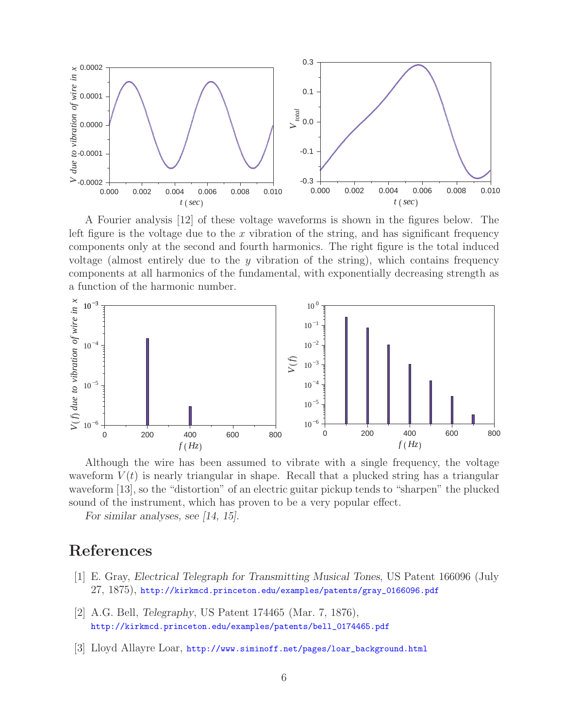A Fourier analysis [12] of these voltage waveforms is shown in the figures below. The left figure is the voltage due to the $x$ vibration of the string, and has significant frequency components only at the second and fourth harmonics. The right figure is the total induced voltage (almost entirely due to the $y$ vibration of the string), which contains frequency components at all harmonics of the fundamental, with exponentially decreasing strength as a function of the harmonic number.

Although the wire has been assumed to vibrate with a single frequency, the voltage waveform $V(t)$ is nearly triangular in shape. Recall that a plucked string has a triangular waveform [13], so the "distortion" of an electric guitar pickup tends to "sharpen" the plucked sound of the instrument, which has proven to be a very popular effect.

*For similar analyses, see [14, 15].*

# References

[1] E. Gray, *Electrical Telegraph for Transmitting Musical Tones*, US Patent 166096 (July 27, 1875), http://kirkmcd.princeton.edu/examples/patents/gray_0166096.pdf

[2] A.G. Bell, *Telegraphy*, US Patent 174465 (Mar. 7, 1876), http://kirkmcd.princeton.edu/examples/patents/bell_0174465.pdf

[3] Lloyd Allayre Loar, http://www.siminoff.net/pages/loar_background.html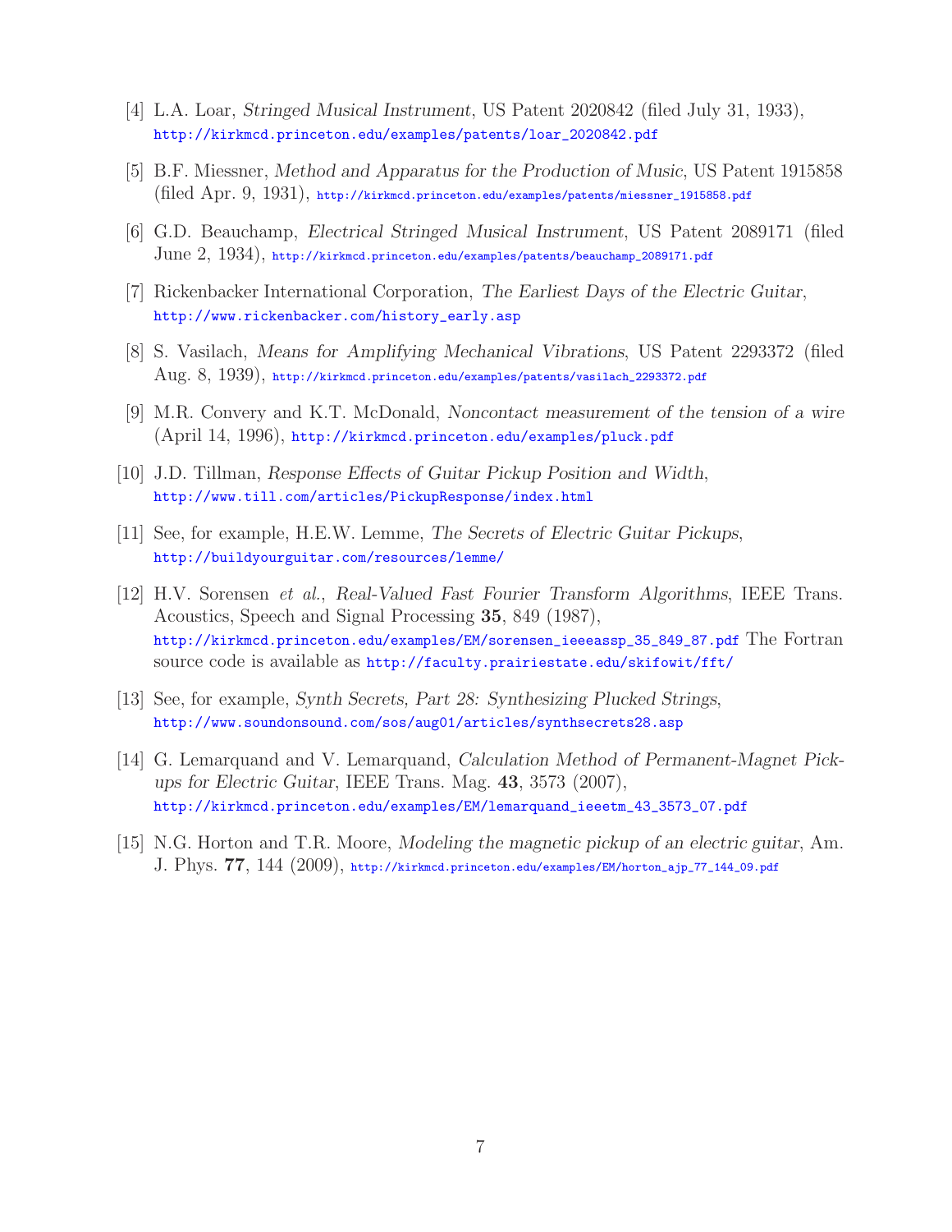[4] L.A. Loar, *Stringed Musical Instrument*, US Patent 2020842 (filed July 31, 1933), http://kirkmcd.princeton.edu/examples/patents/loar_2020842.pdf

[5] B.F. Miessner, *Method and Apparatus for the Production of Music*, US Patent 1915858 (filed Apr. 9, 1931), http://kirkmcd.princeton.edu/examples/patents/miessner_1915858.pdf

[6] G.D. Beauchamp, *Electrical Stringed Musical Instrument*, US Patent 2089171 (filed June 2, 1934), http://kirkmcd.princeton.edu/examples/patents/beauchamp_2089171.pdf

[7] Rickenbacker International Corporation, *The Earliest Days of the Electric Guitar*, http://www.rickenbacker.com/history_early.asp

[8] S. Vasilach, *Means for Amplifying Mechanical Vibrations*, US Patent 2293372 (filed Aug. 8, 1939), http://kirkmcd.princeton.edu/examples/patents/vasilach_2293372.pdf

[9] M.R. Convery and K.T. McDonald, *Noncontact measurement of the tension of a wire* (April 14, 1996), http://kirkmcd.princeton.edu/examples/pluck.pdf

[10] J.D. Tillman, *Response Effects of Guitar Pickup Position and Width*, http://www.till.com/articles/PickupResponse/index.html

[11] See, for example, H.E.W. Lemme, *The Secrets of Electric Guitar Pickups*, http://buildyourguitar.com/resources/lemme/

[12] H.V. Sorensen *et al.*, *Real-Valued Fast Fourier Transform Algorithms*, IEEE Trans. Acoustics, Speech and Signal Processing **35**, 849 (1987), http://kirkmcd.princeton.edu/examples/EM/sorensen_ieeeassp_35_849_87.pdf The Fortran source code is available as http://faculty.prairiestate.edu/skifowit/fft/

[13] See, for example, *Synth Secrets, Part 28: Synthesizing Plucked Strings*, http://www.soundonsound.com/sos/aug01/articles/synthsecrets28.asp

[14] G. Lemarquand and V. Lemarquand, *Calculation Method of Permanent-Magnet Pickups for Electric Guitar*, IEEE Trans. Mag. **43**, 3573 (2007), http://kirkmcd.princeton.edu/examples/EM/lemarquand_ieeetm_43_3573_07.pdf

[15] N.G. Horton and T.R. Moore, *Modeling the magnetic pickup of an electric guitar*, Am. J. Phys. **77**, 144 (2009), http://kirkmcd.princeton.edu/examples/EM/horton_ajp_77_144_09.pdf